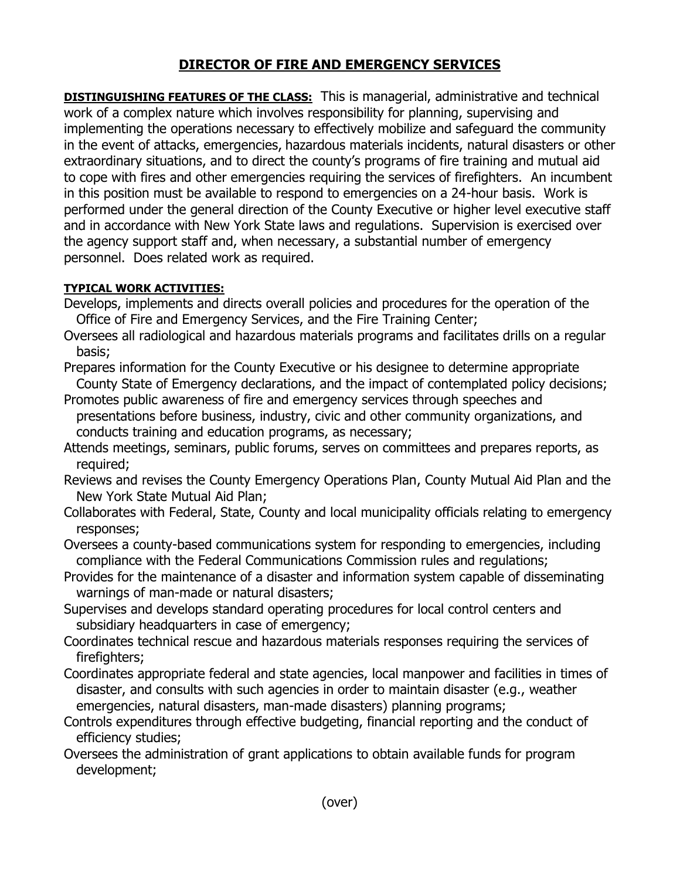# DIRECTOR OF FIRE AND EMERGENCY SERVICES

**DISTINGUISHING FEATURES OF THE CLASS:** This is managerial, administrative and technical work of a complex nature which involves responsibility for planning, supervising and implementing the operations necessary to effectively mobilize and safeguard the community in the event of attacks, emergencies, hazardous materials incidents, natural disasters or other extraordinary situations, and to direct the county's programs of fire training and mutual aid to cope with fires and other emergencies requiring the services of firefighters. An incumbent in this position must be available to respond to emergencies on a 24-hour basis. Work is performed under the general direction of the County Executive or higher level executive staff and in accordance with New York State laws and regulations. Supervision is exercised over the agency support staff and, when necessary, a substantial number of emergency personnel. Does related work as required.

**TYPICAL WORK ACTIVITIES:**

Develops, implements and directs overall policies and procedures for the operation of the Office of Fire and Emergency Services, and the Fire Training Center;

Oversees all radiological and hazardous materials programs and facilitates drills on a regular basis;

Prepares information for the County Executive or his designee to determine appropriate County State of Emergency declarations, and the impact of contemplated policy decisions;

Promotes public awareness of fire and emergency services through speeches and presentations before business, industry, civic and other community organizations, and conducts training and education programs, as necessary;

Attends meetings, seminars, public forums, serves on committees and prepares reports, as required;

Reviews and revises the County Emergency Operations Plan, County Mutual Aid Plan and the New York State Mutual Aid Plan;

Collaborates with Federal, State, County and local municipality officials relating to emergency responses;

Oversees a county-based communications system for responding to emergencies, including compliance with the Federal Communications Commission rules and regulations;

Provides for the maintenance of a disaster and information system capable of disseminating warnings of man-made or natural disasters;

Supervises and develops standard operating procedures for local control centers and subsidiary headquarters in case of emergency;

Coordinates technical rescue and hazardous materials responses requiring the services of firefighters;

Coordinates appropriate federal and state agencies, local manpower and facilities in times of disaster, and consults with such agencies in order to maintain disaster (e.g., weather emergencies, natural disasters, man-made disasters) planning programs;

Controls expenditures through effective budgeting, financial reporting and the conduct of efficiency studies;

Oversees the administration of grant applications to obtain available funds for program development;

(over)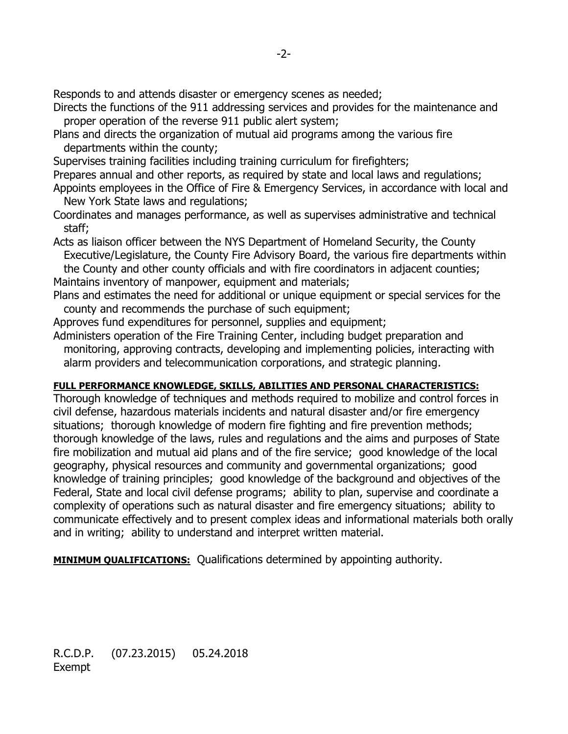Responds to and attends disaster or emergency scenes as needed;

Directs the functions of the 911 addressing services and provides for the maintenance and proper operation of the reverse 911 public alert system;

Plans and directs the organization of mutual aid programs among the various fire departments within the county;

Supervises training facilities including training curriculum for firefighters;

Prepares annual and other reports, as required by state and local laws and regulations;

Appoints employees in the Office of Fire & Emergency Services, in accordance with local and New York State laws and regulations;

Coordinates and manages performance, as well as supervises administrative and technical staff;

Acts as liaison officer between the NYS Department of Homeland Security, the County Executive/Legislature, the County Fire Advisory Board, the various fire departments within the County and other county officials and with fire coordinators in adjacent counties;

Maintains inventory of manpower, equipment and materials;

Plans and estimates the need for additional or unique equipment or special services for the county and recommends the purchase of such equipment;

Approves fund expenditures for personnel, supplies and equipment;

Administers operation of the Fire Training Center, including budget preparation and monitoring, approving contracts, developing and implementing policies, interacting with alarm providers and telecommunication corporations, and strategic planning.

**FULL PERFORMANCE KNOWLEDGE, SKILLS, ABILITIES AND PERSONAL CHARACTERISTICS:**
Thorough knowledge of techniques and methods required to mobilize and control forces in civil defense, hazardous materials incidents and natural disaster and/or fire emergency situations; thorough knowledge of modern fire fighting and fire prevention methods; thorough knowledge of the laws, rules and regulations and the aims and purposes of State fire mobilization and mutual aid plans and of the fire service; good knowledge of the local geography, physical resources and community and governmental organizations; good knowledge of training principles; good knowledge of the background and objectives of the Federal, State and local civil defense programs; ability to plan, supervise and coordinate a complexity of operations such as natural disaster and fire emergency situations; ability to communicate effectively and to present complex ideas and informational materials both orally and in writing; ability to understand and interpret written material.

**MINIMUM QUALIFICATIONS:** Qualifications determined by appointing authority.

R.C.D.P. (07.23.2015) 05.24.2018
Exempt